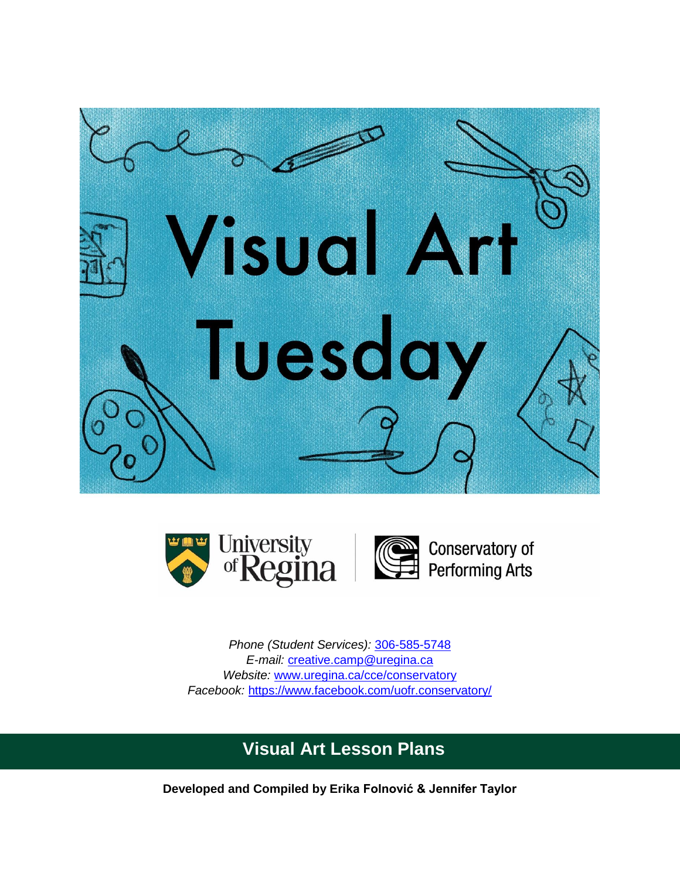# Visual Art Tuesday

University of Regina | Conservatory of Performing Arts

*Phone (Student Services):* 306-585-5748
*E-mail:* creative.camp@uregina.ca
*Website:* www.uregina.ca/cce/conservatory
*Facebook:* https://www.facebook.com/uofr.conservatory/

## Visual Art Lesson Plans

**Developed and Compiled by Erika Folnović & Jennifer Taylor**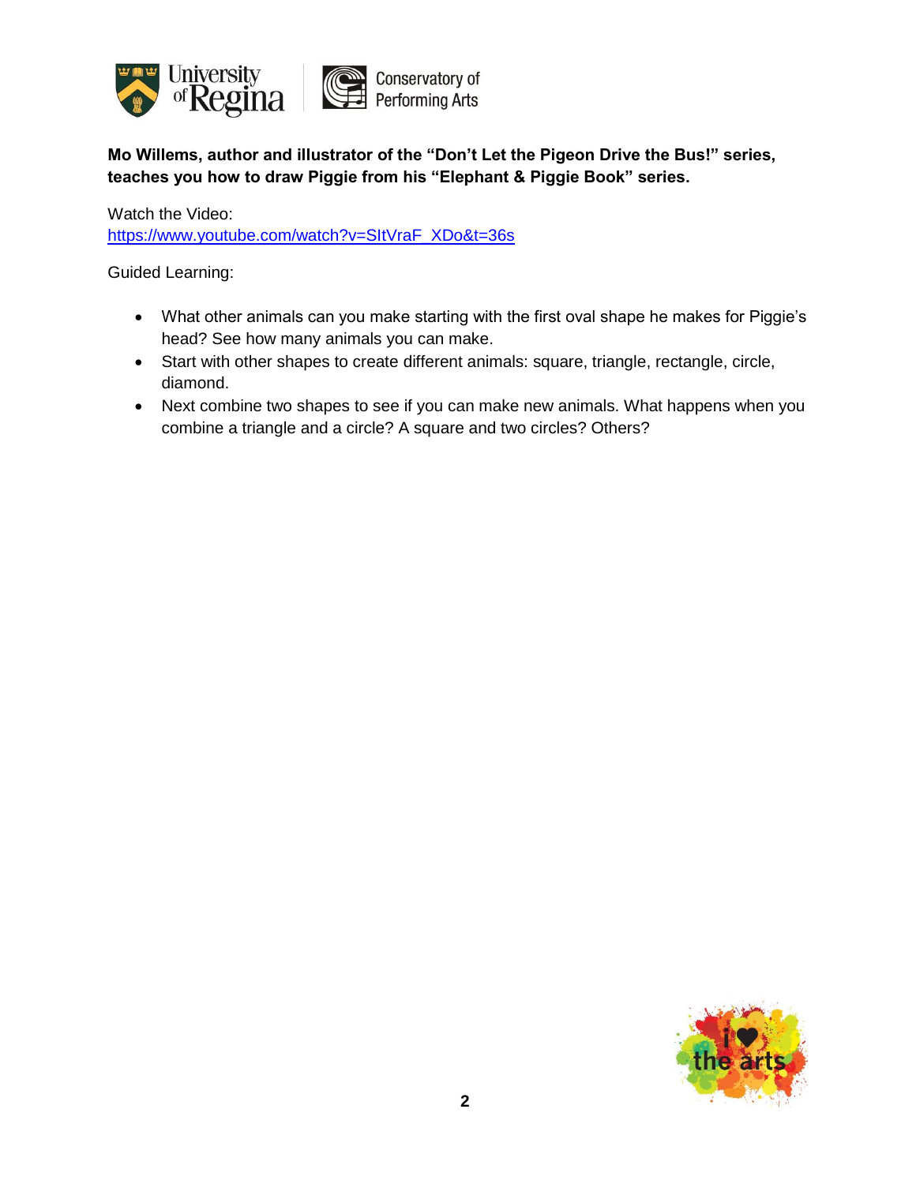**Mo Willems, author and illustrator of the "Don't Let the Pigeon Drive the Bus!" series, teaches you how to draw Piggie from his "Elephant & Piggie Book" series.**

Watch the Video:
https://www.youtube.com/watch?v=SItVraF_XDo&t=36s

Guided Learning:

- What other animals can you make starting with the first oval shape he makes for Piggie's head? See how many animals you can make.
- Start with other shapes to create different animals: square, triangle, rectangle, circle, diamond.
- Next combine two shapes to see if you can make new animals. What happens when you combine a triangle and a circle? A square and two circles? Others?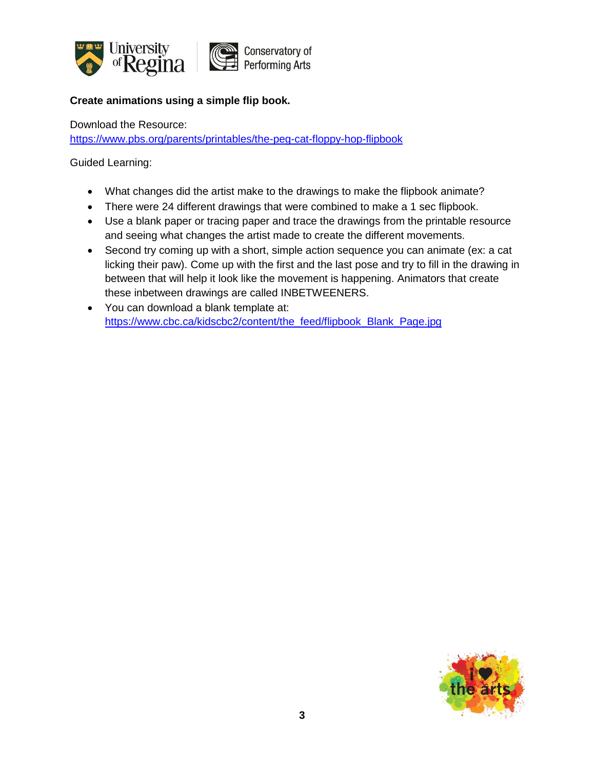**Create animations using a simple flip book.**

Download the Resource:
https://www.pbs.org/parents/printables/the-peg-cat-floppy-hop-flipbook

Guided Learning:

- What changes did the artist make to the drawings to make the flipbook animate?
- There were 24 different drawings that were combined to make a 1 sec flipbook.
- Use a blank paper or tracing paper and trace the drawings from the printable resource and seeing what changes the artist made to create the different movements.
- Second try coming up with a short, simple action sequence you can animate (ex: a cat licking their paw). Come up with the first and the last pose and try to fill in the drawing in between that will help it look like the movement is happening. Animators that create these inbetween drawings are called INBETWEENERS.
- You can download a blank template at: https://www.cbc.ca/kidscbc2/content/the_feed/flipbook_Blank_Page.jpg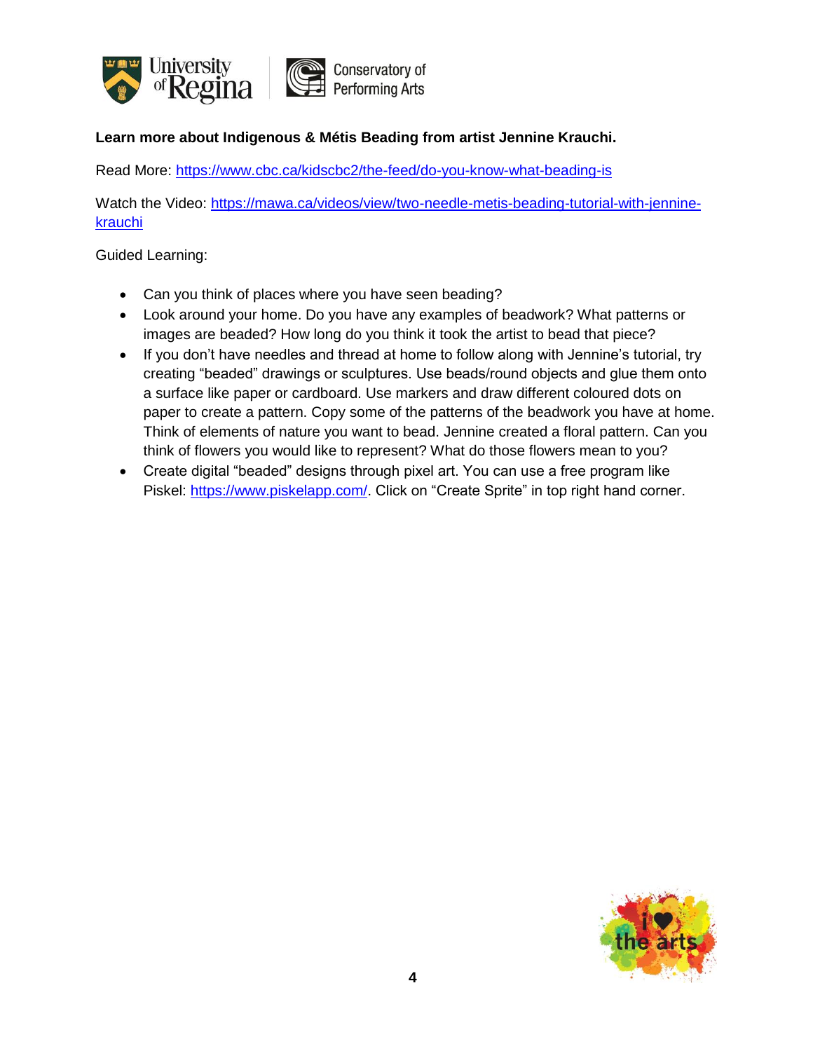**Learn more about Indigenous & Métis Beading from artist Jennine Krauchi.**

Read More: https://www.cbc.ca/kidscbc2/the-feed/do-you-know-what-beading-is

Watch the Video: https://mawa.ca/videos/view/two-needle-metis-beading-tutorial-with-jennine-krauchi

Guided Learning:

- Can you think of places where you have seen beading?
- Look around your home. Do you have any examples of beadwork? What patterns or images are beaded? How long do you think it took the artist to bead that piece?
- If you don't have needles and thread at home to follow along with Jennine's tutorial, try creating "beaded" drawings or sculptures. Use beads/round objects and glue them onto a surface like paper or cardboard. Use markers and draw different coloured dots on paper to create a pattern. Copy some of the patterns of the beadwork you have at home. Think of elements of nature you want to bead. Jennine created a floral pattern. Can you think of flowers you would like to represent? What do those flowers mean to you?
- Create digital "beaded" designs through pixel art. You can use a free program like Piskel: https://www.piskelapp.com/. Click on "Create Sprite" in top right hand corner.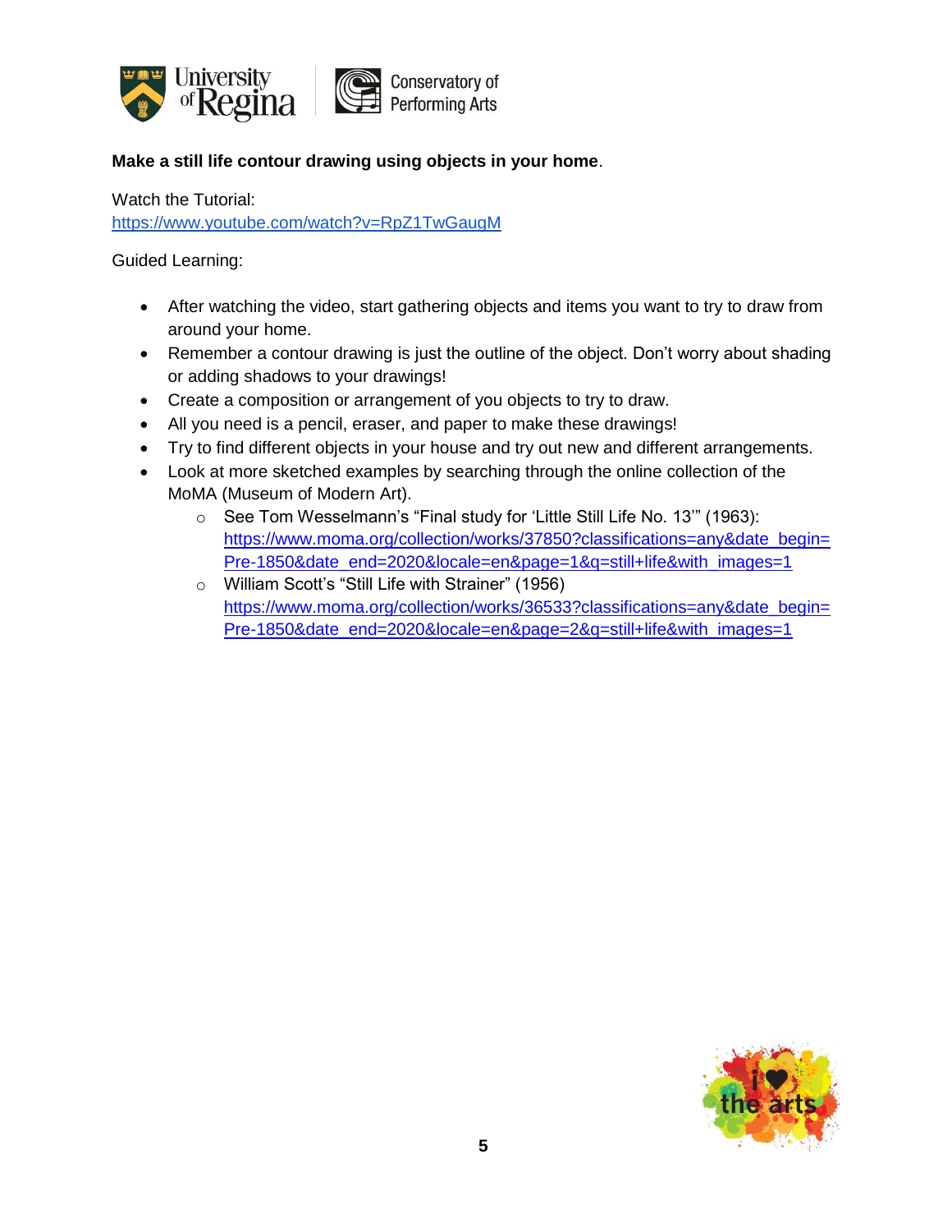**Make a still life contour drawing using objects in your home**.

Watch the Tutorial:
[https://www.youtube.com/watch?v=RpZ1TwGaugM](https://www.youtube.com/watch?v=RpZ1TwGaugM)

Guided Learning:

- After watching the video, start gathering objects and items you want to try to draw from around your home.
- Remember a contour drawing is just the outline of the object. Don't worry about shading or adding shadows to your drawings!
- Create a composition or arrangement of you objects to try to draw.
- All you need is a pencil, eraser, and paper to make these drawings!
- Try to find different objects in your house and try out new and different arrangements.
- Look at more sketched examples by searching through the online collection of the MoMA (Museum of Modern Art).
    - See Tom Wesselmann's "Final study for 'Little Still Life No. 13'" (1963): [https://www.moma.org/collection/works/37850?classifications=any&date_begin=Pre-1850&date_end=2020&locale=en&page=1&q=still+life&with_images=1](https://www.moma.org/collection/works/37850?classifications=any&date_begin=Pre-1850&date_end=2020&locale=en&page=1&q=still+life&with_images=1)
    - William Scott's "Still Life with Strainer" (1956) [https://www.moma.org/collection/works/36533?classifications=any&date_begin=Pre-1850&date_end=2020&locale=en&page=2&q=still+life&with_images=1](https://www.moma.org/collection/works/36533?classifications=any&date_begin=Pre-1850&date_end=2020&locale=en&page=2&q=still+life&with_images=1)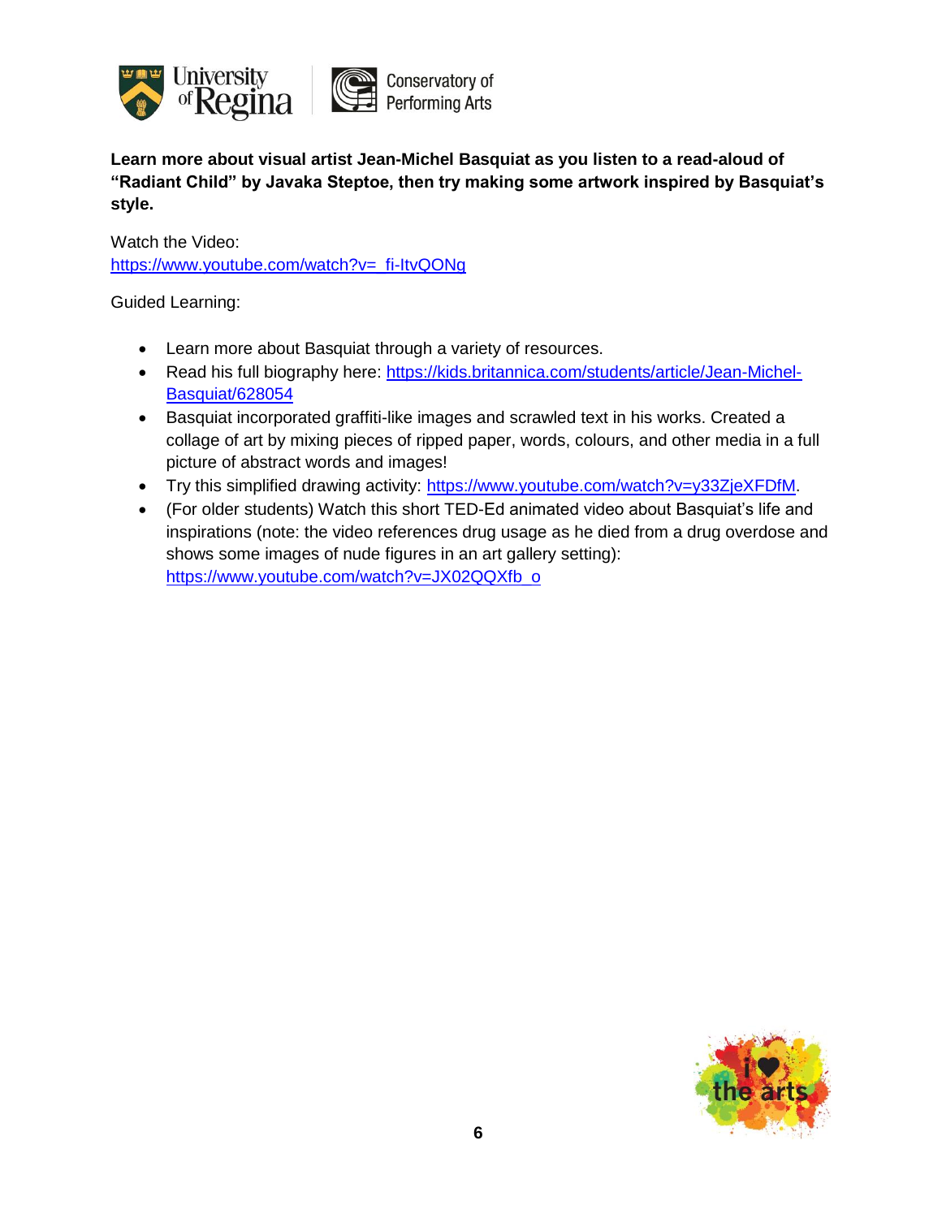**Learn more about visual artist Jean-Michel Basquiat as you listen to a read-aloud of “Radiant Child” by Javaka Steptoe, then try making some artwork inspired by Basquiat’s style.**

Watch the Video:
https://www.youtube.com/watch?v=_fi-ItvQONg

Guided Learning:

- Learn more about Basquiat through a variety of resources.
- Read his full biography here: https://kids.britannica.com/students/article/Jean-Michel-Basquiat/628054
- Basquiat incorporated graffiti-like images and scrawled text in his works. Created a collage of art by mixing pieces of ripped paper, words, colours, and other media in a full picture of abstract words and images!
- Try this simplified drawing activity: https://www.youtube.com/watch?v=y33ZjeXFDfM.
- (For older students) Watch this short TED-Ed animated video about Basquiat’s life and inspirations (note: the video references drug usage as he died from a drug overdose and shows some images of nude figures in an art gallery setting): https://www.youtube.com/watch?v=JX02QQXfb_o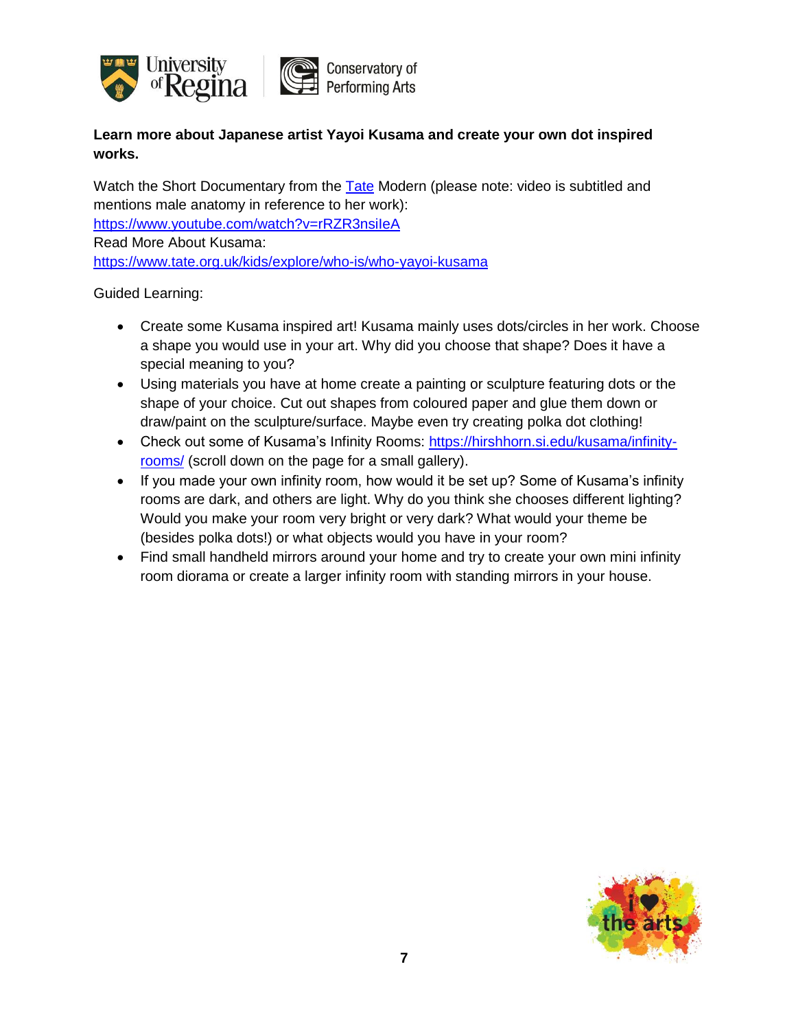**Learn more about Japanese artist Yayoi Kusama and create your own dot inspired works.**

Watch the Short Documentary from the [Tate](https://www.tate.org.uk) Modern (please note: video is subtitled and mentions male anatomy in reference to her work):
[https://www.youtube.com/watch?v=rRZR3nsiIeA](https://www.youtube.com/watch?v=rRZR3nsiIeA)
Read More About Kusama:
[https://www.tate.org.uk/kids/explore/who-is/who-yayoi-kusama](https://www.tate.org.uk/kids/explore/who-is/who-yayoi-kusama)

Guided Learning:

- Create some Kusama inspired art! Kusama mainly uses dots/circles in her work. Choose a shape you would use in your art. Why did you choose that shape? Does it have a special meaning to you?
- Using materials you have at home create a painting or sculpture featuring dots or the shape of your choice. Cut out shapes from coloured paper and glue them down or draw/paint on the sculpture/surface. Maybe even try creating polka dot clothing!
- Check out some of Kusama's Infinity Rooms: [https://hirshhorn.si.edu/kusama/infinity-rooms/](https://hirshhorn.si.edu/kusama/infinity-rooms/) (scroll down on the page for a small gallery).
- If you made your own infinity room, how would it be set up? Some of Kusama's infinity rooms are dark, and others are light. Why do you think she chooses different lighting? Would you make your room very bright or very dark? What would your theme be (besides polka dots!) or what objects would you have in your room?
- Find small handheld mirrors around your home and try to create your own mini infinity room diorama or create a larger infinity room with standing mirrors in your house.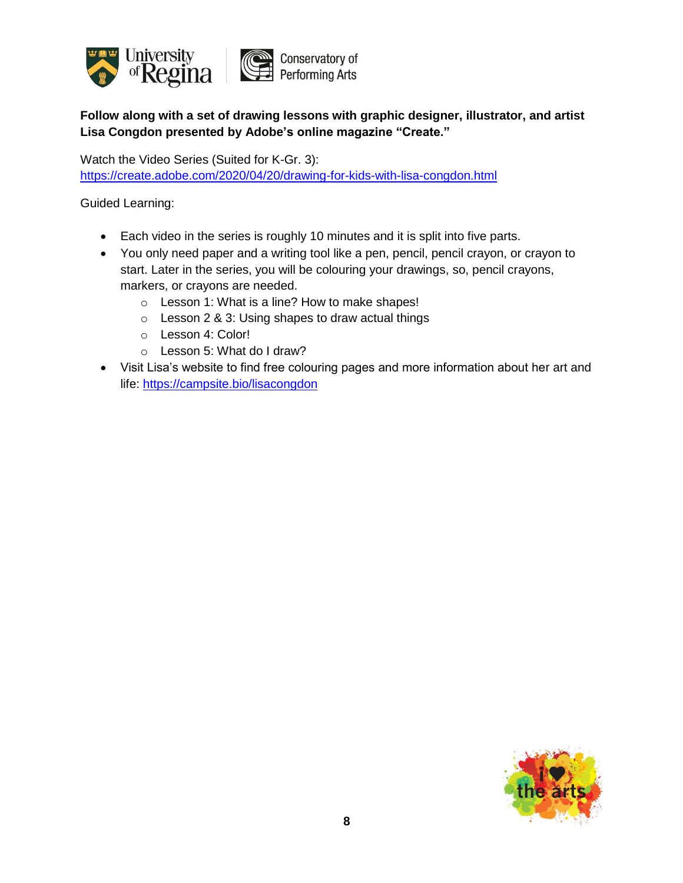**Follow along with a set of drawing lessons with graphic designer, illustrator, and artist Lisa Congdon presented by Adobe's online magazine "Create."**

Watch the Video Series (Suited for K-Gr. 3):
https://create.adobe.com/2020/04/20/drawing-for-kids-with-lisa-congdon.html

Guided Learning:

- Each video in the series is roughly 10 minutes and it is split into five parts.
- You only need paper and a writing tool like a pen, pencil, pencil crayon, or crayon to start. Later in the series, you will be colouring your drawings, so, pencil crayons, markers, or crayons are needed.
  - Lesson 1: What is a line? How to make shapes!
  - Lesson 2 & 3: Using shapes to draw actual things
  - Lesson 4: Color!
  - Lesson 5: What do I draw?
- Visit Lisa's website to find free colouring pages and more information about her art and life: https://campsite.bio/lisacongdon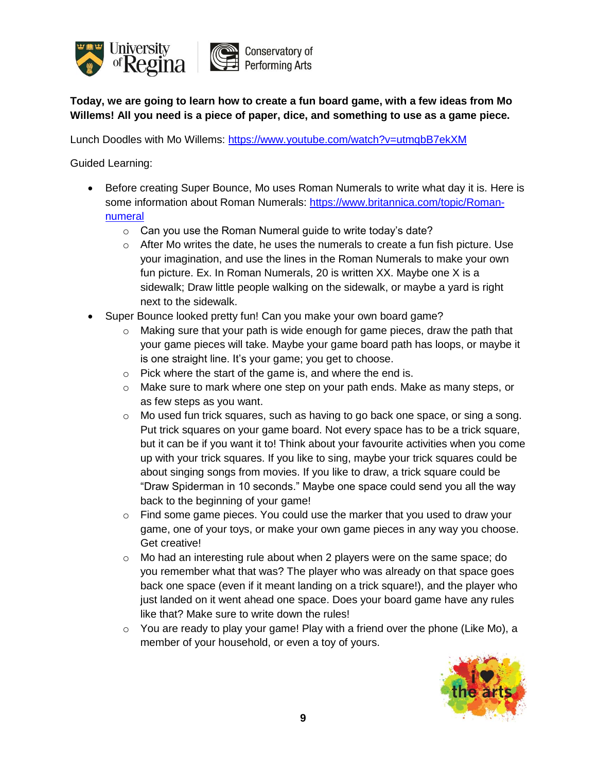**Today, we are going to learn how to create a fun board game, with a few ideas from Mo Willems! All you need is a piece of paper, dice, and something to use as a game piece.**

Lunch Doodles with Mo Willems: https://www.youtube.com/watch?v=utmqbB7ekXM

Guided Learning:

- Before creating Super Bounce, Mo uses Roman Numerals to write what day it is. Here is some information about Roman Numerals: https://www.britannica.com/topic/Roman-numeral
    - Can you use the Roman Numeral guide to write today's date?
    - After Mo writes the date, he uses the numerals to create a fun fish picture. Use your imagination, and use the lines in the Roman Numerals to make your own fun picture. Ex. In Roman Numerals, 20 is written XX. Maybe one X is a sidewalk; Draw little people walking on the sidewalk, or maybe a yard is right next to the sidewalk.
- Super Bounce looked pretty fun! Can you make your own board game?
    - Making sure that your path is wide enough for game pieces, draw the path that your game pieces will take. Maybe your game board path has loops, or maybe it is one straight line. It's your game; you get to choose.
    - Pick where the start of the game is, and where the end is.
    - Make sure to mark where one step on your path ends. Make as many steps, or as few steps as you want.
    - Mo used fun trick squares, such as having to go back one space, or sing a song. Put trick squares on your game board. Not every space has to be a trick square, but it can be if you want it to! Think about your favourite activities when you come up with your trick squares. If you like to sing, maybe your trick squares could be about singing songs from movies. If you like to draw, a trick square could be "Draw Spiderman in 10 seconds." Maybe one space could send you all the way back to the beginning of your game!
    - Find some game pieces. You could use the marker that you used to draw your game, one of your toys, or make your own game pieces in any way you choose. Get creative!
    - Mo had an interesting rule about when 2 players were on the same space; do you remember what that was? The player who was already on that space goes back one space (even if it meant landing on a trick square!), and the player who just landed on it went ahead one space. Does your board game have any rules like that? Make sure to write down the rules!
    - You are ready to play your game! Play with a friend over the phone (Like Mo), a member of your household, or even a toy of yours.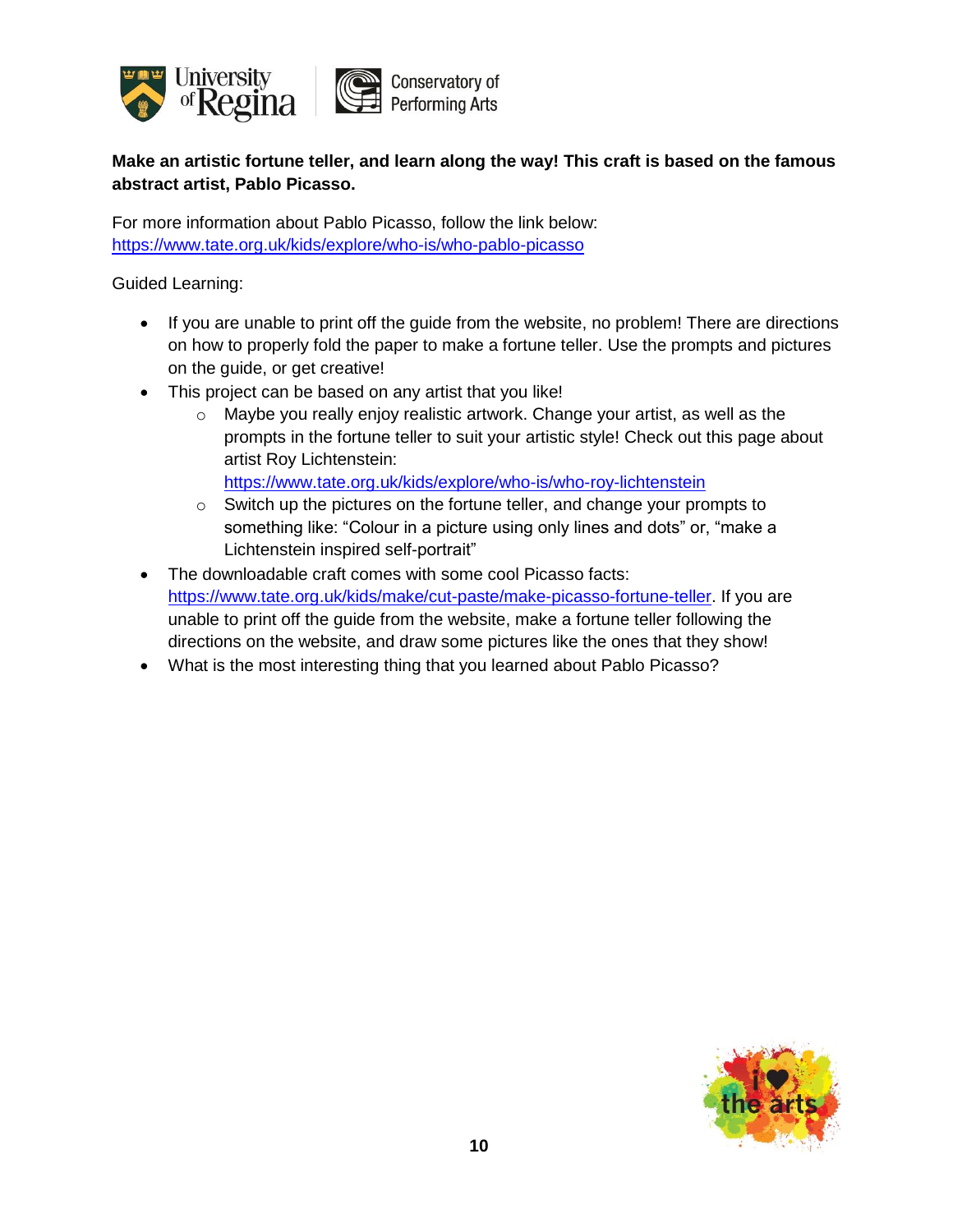**Make an artistic fortune teller, and learn along the way! This craft is based on the famous abstract artist, Pablo Picasso.**

For more information about Pablo Picasso, follow the link below:
https://www.tate.org.uk/kids/explore/who-is/who-pablo-picasso

Guided Learning:

- If you are unable to print off the guide from the website, no problem! There are directions on how to properly fold the paper to make a fortune teller. Use the prompts and pictures on the guide, or get creative!
- This project can be based on any artist that you like!
  - Maybe you really enjoy realistic artwork. Change your artist, as well as the prompts in the fortune teller to suit your artistic style! Check out this page about artist Roy Lichtenstein: https://www.tate.org.uk/kids/explore/who-is/who-roy-lichtenstein
  - Switch up the pictures on the fortune teller, and change your prompts to something like: "Colour in a picture using only lines and dots" or, "make a Lichtenstein inspired self-portrait"
- The downloadable craft comes with some cool Picasso facts: https://www.tate.org.uk/kids/make/cut-paste/make-picasso-fortune-teller. If you are unable to print off the guide from the website, make a fortune teller following the directions on the website, and draw some pictures like the ones that they show!
- What is the most interesting thing that you learned about Pablo Picasso?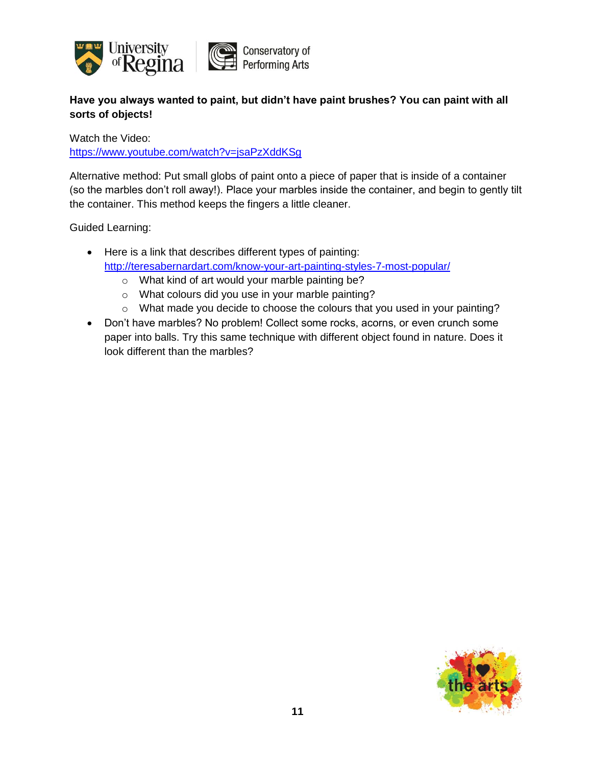**Have you always wanted to paint, but didn't have paint brushes? You can paint with all sorts of objects!**

Watch the Video:
https://www.youtube.com/watch?v=jsaPzXddKSg

Alternative method: Put small globs of paint onto a piece of paper that is inside of a container (so the marbles don't roll away!). Place your marbles inside the container, and begin to gently tilt the container. This method keeps the fingers a little cleaner.

Guided Learning:

- Here is a link that describes different types of painting: http://teresabernardart.com/know-your-art-painting-styles-7-most-popular/
  - What kind of art would your marble painting be?
  - What colours did you use in your marble painting?
  - What made you decide to choose the colours that you used in your painting?
- Don't have marbles? No problem! Collect some rocks, acorns, or even crunch some paper into balls. Try this same technique with different object found in nature. Does it look different than the marbles?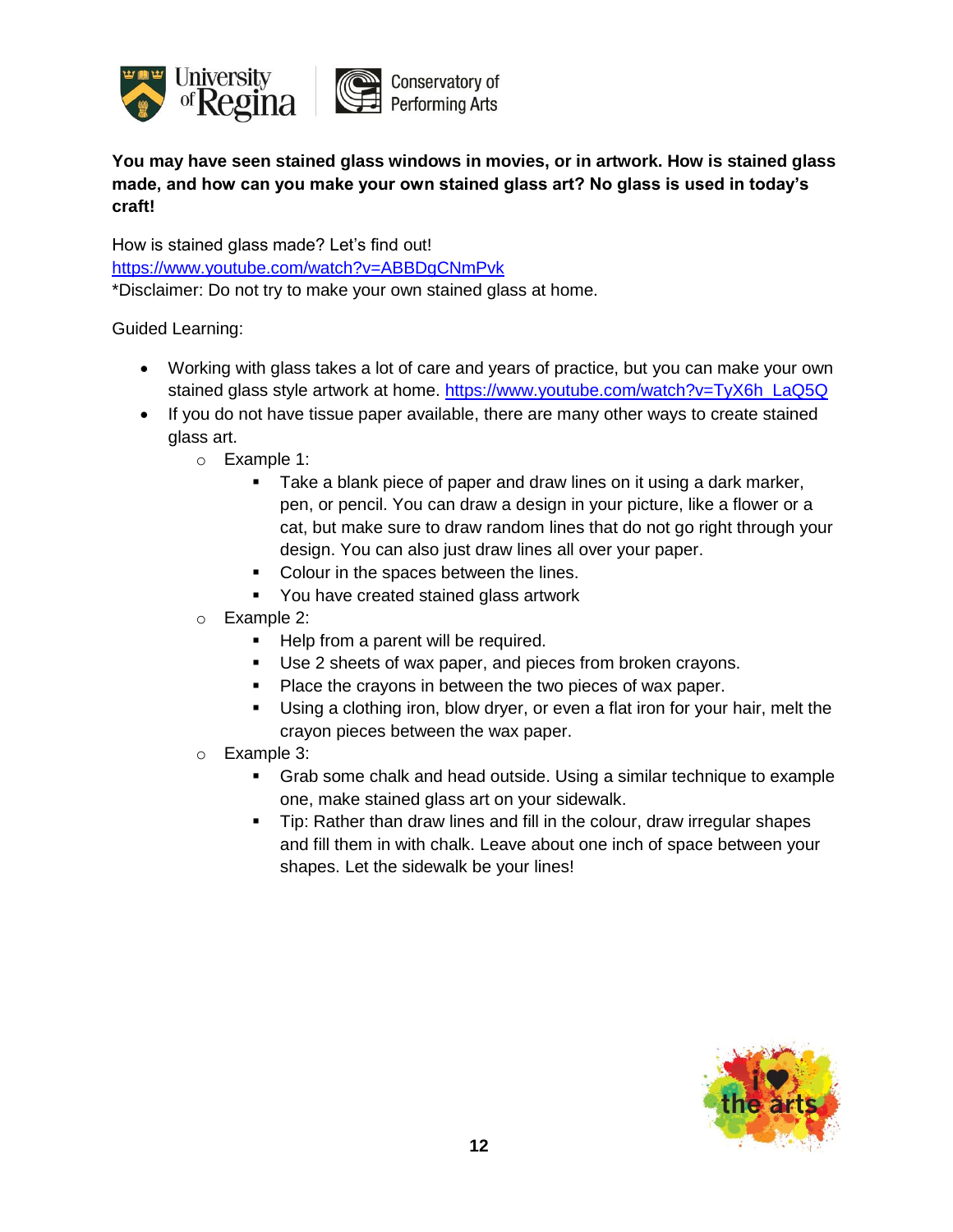**You may have seen stained glass windows in movies, or in artwork. How is stained glass made, and how can you make your own stained glass art? No glass is used in today's craft!**

How is stained glass made? Let's find out!
https://www.youtube.com/watch?v=ABBDgCNmPvk
*Disclaimer: Do not try to make your own stained glass at home.

Guided Learning:

- Working with glass takes a lot of care and years of practice, but you can make your own stained glass style artwork at home. https://www.youtube.com/watch?v=TyX6h_LaQ5Q
- If you do not have tissue paper available, there are many other ways to create stained glass art.
    - Example 1:
        - Take a blank piece of paper and draw lines on it using a dark marker, pen, or pencil. You can draw a design in your picture, like a flower or a cat, but make sure to draw random lines that do not go right through your design. You can also just draw lines all over your paper.
        - Colour in the spaces between the lines.
        - You have created stained glass artwork
    - Example 2:
        - Help from a parent will be required.
        - Use 2 sheets of wax paper, and pieces from broken crayons.
        - Place the crayons in between the two pieces of wax paper.
        - Using a clothing iron, blow dryer, or even a flat iron for your hair, melt the crayon pieces between the wax paper.
    - Example 3:
        - Grab some chalk and head outside. Using a similar technique to example one, make stained glass art on your sidewalk.
        - Tip: Rather than draw lines and fill in the colour, draw irregular shapes and fill them in with chalk. Leave about one inch of space between your shapes. Let the sidewalk be your lines!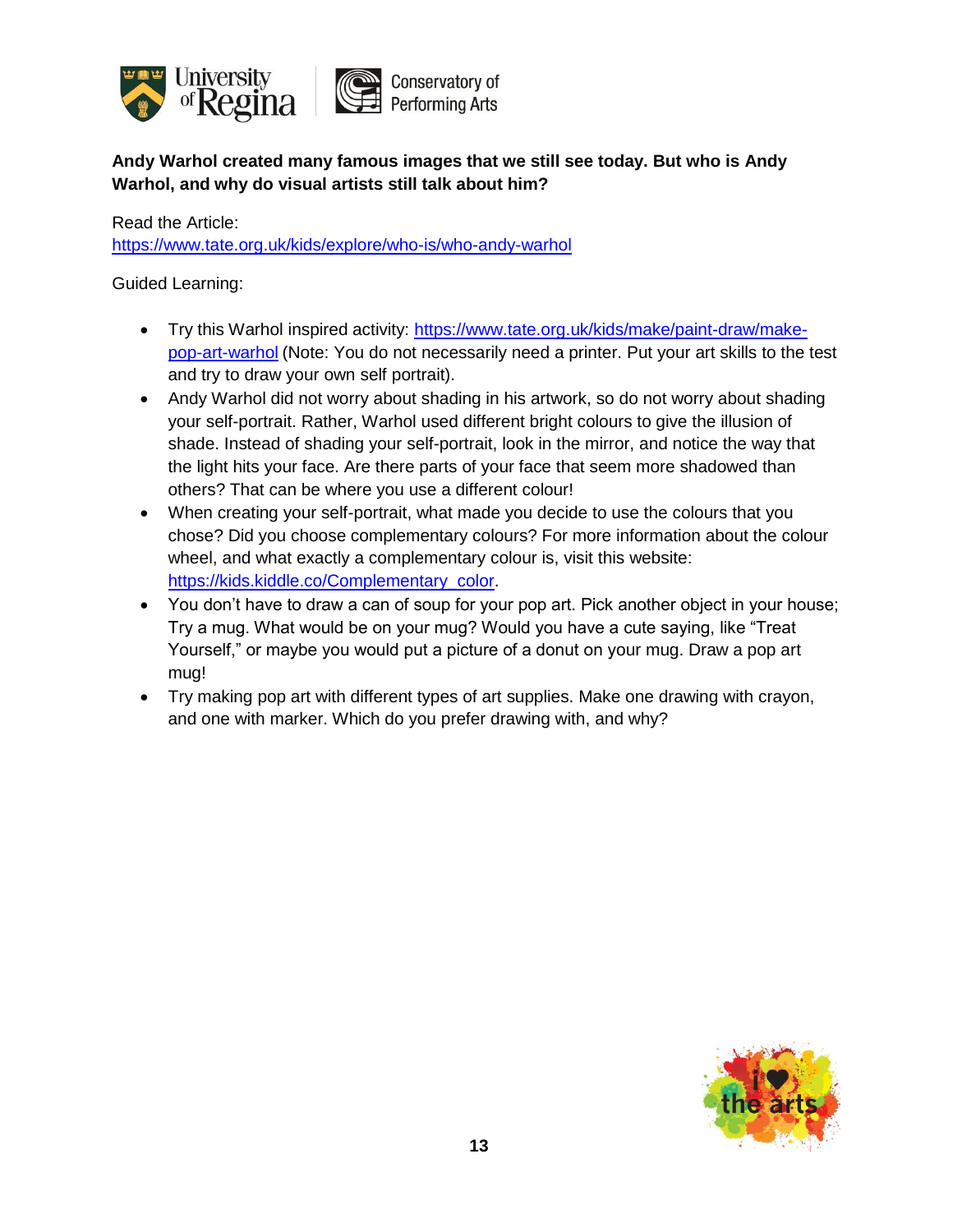**Andy Warhol created many famous images that we still see today. But who is Andy Warhol, and why do visual artists still talk about him?**

Read the Article:
https://www.tate.org.uk/kids/explore/who-is/who-andy-warhol

Guided Learning:

- Try this Warhol inspired activity: https://www.tate.org.uk/kids/make/paint-draw/make-pop-art-warhol (Note: You do not necessarily need a printer. Put your art skills to the test and try to draw your own self portrait).
- Andy Warhol did not worry about shading in his artwork, so do not worry about shading your self-portrait. Rather, Warhol used different bright colours to give the illusion of shade. Instead of shading your self-portrait, look in the mirror, and notice the way that the light hits your face. Are there parts of your face that seem more shadowed than others? That can be where you use a different colour!
- When creating your self-portrait, what made you decide to use the colours that you chose? Did you choose complementary colours? For more information about the colour wheel, and what exactly a complementary colour is, visit this website: https://kids.kiddle.co/Complementary_color.
- You don't have to draw a can of soup for your pop art. Pick another object in your house; Try a mug. What would be on your mug? Would you have a cute saying, like "Treat Yourself," or maybe you would put a picture of a donut on your mug. Draw a pop art mug!
- Try making pop art with different types of art supplies. Make one drawing with crayon, and one with marker. Which do you prefer drawing with, and why?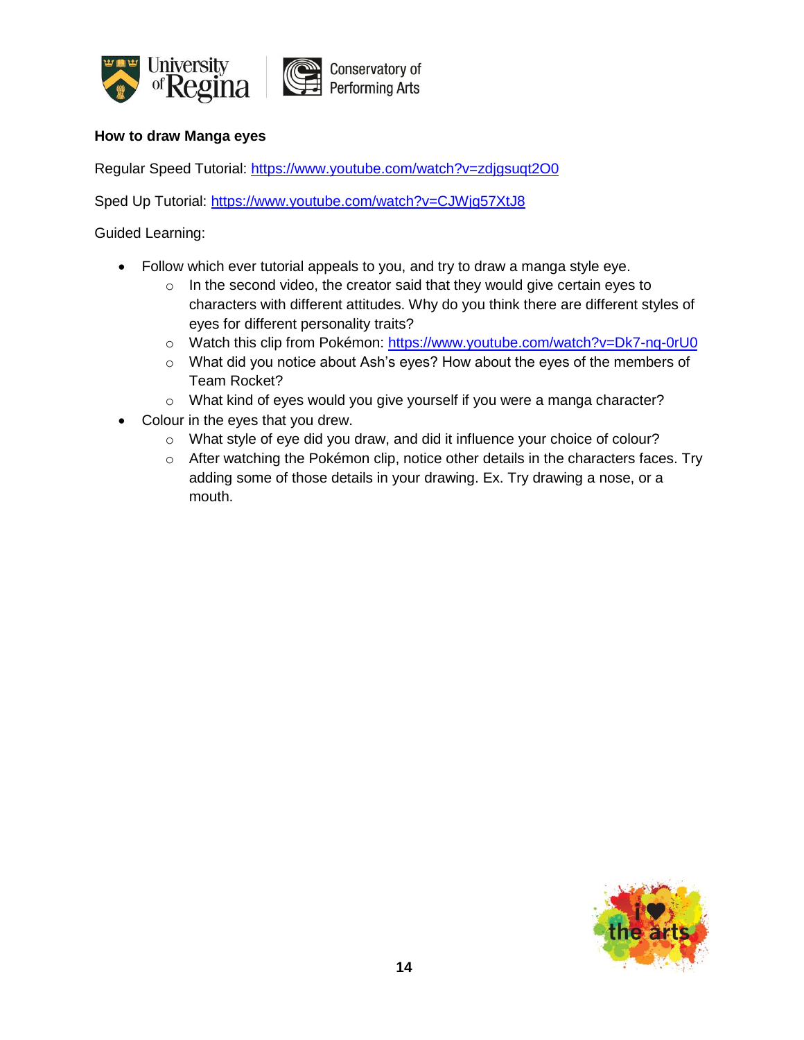**How to draw Manga eyes**

Regular Speed Tutorial: https://www.youtube.com/watch?v=zdjgsuqt2O0

Sped Up Tutorial: https://www.youtube.com/watch?v=CJWjg57XtJ8

Guided Learning:

- Follow which ever tutorial appeals to you, and try to draw a manga style eye.
  - In the second video, the creator said that they would give certain eyes to characters with different attitudes. Why do you think there are different styles of eyes for different personality traits?
  - Watch this clip from Pokémon: https://www.youtube.com/watch?v=Dk7-nq-0rU0
  - What did you notice about Ash's eyes? How about the eyes of the members of Team Rocket?
  - What kind of eyes would you give yourself if you were a manga character?
- Colour in the eyes that you drew.
  - What style of eye did you draw, and did it influence your choice of colour?
  - After watching the Pokémon clip, notice other details in the characters faces. Try adding some of those details in your drawing. Ex. Try drawing a nose, or a mouth.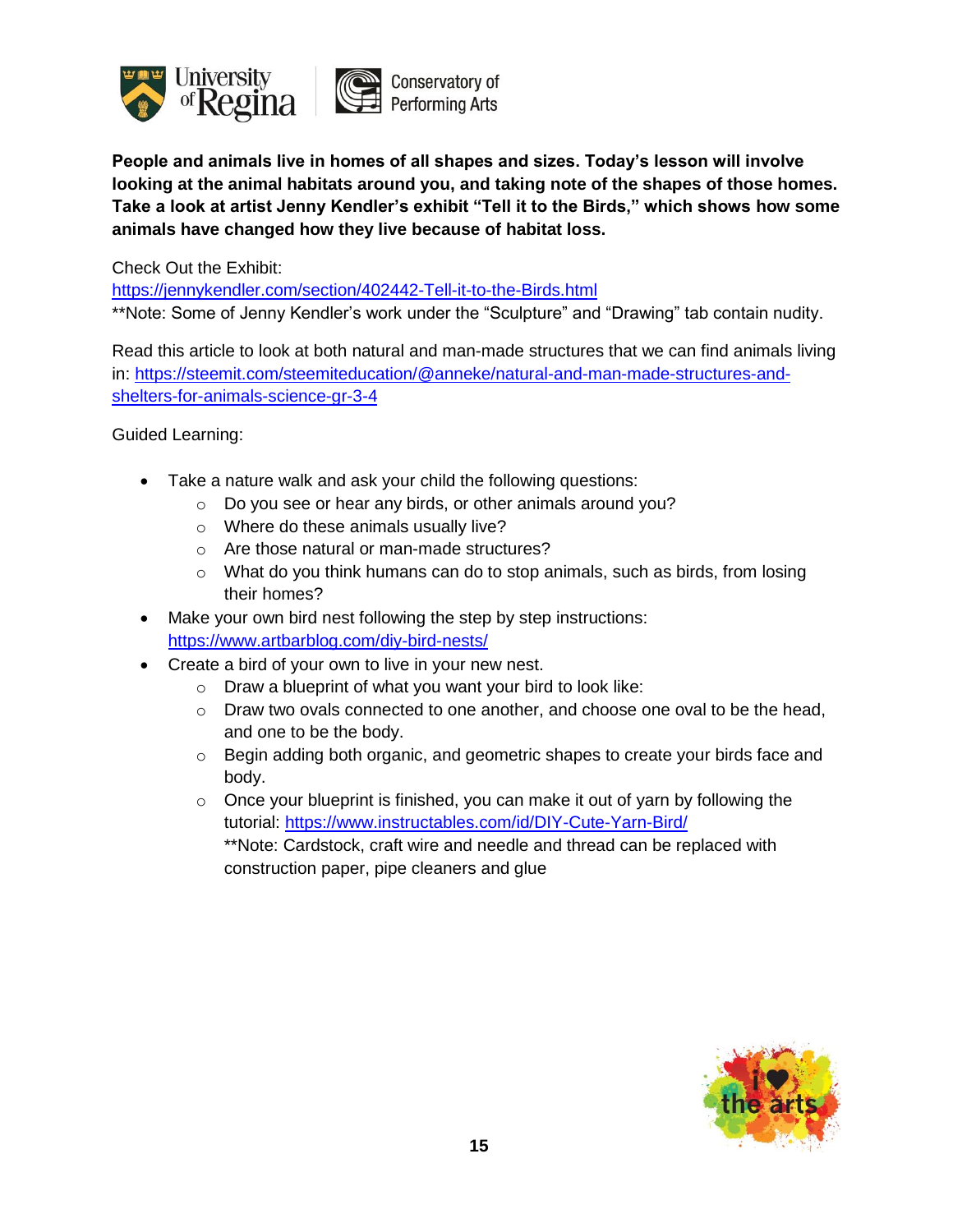**People and animals live in homes of all shapes and sizes. Today's lesson will involve looking at the animal habitats around you, and taking note of the shapes of those homes. Take a look at artist Jenny Kendler's exhibit "Tell it to the Birds," which shows how some animals have changed how they live because of habitat loss.**

Check Out the Exhibit:
https://jennykendler.com/section/402442-Tell-it-to-the-Birds.html
**Note: Some of Jenny Kendler's work under the "Sculpture" and "Drawing" tab contain nudity.

Read this article to look at both natural and man-made structures that we can find animals living in: https://steemit.com/steemiteducation/@anneke/natural-and-man-made-structures-and-shelters-for-animals-science-gr-3-4

Guided Learning:

- Take a nature walk and ask your child the following questions:
  - Do you see or hear any birds, or other animals around you?
  - Where do these animals usually live?
  - Are those natural or man-made structures?
  - What do you think humans can do to stop animals, such as birds, from losing their homes?
- Make your own bird nest following the step by step instructions: https://www.artbarblog.com/diy-bird-nests/
- Create a bird of your own to live in your new nest.
  - Draw a blueprint of what you want your bird to look like:
  - Draw two ovals connected to one another, and choose one oval to be the head, and one to be the body.
  - Begin adding both organic, and geometric shapes to create your birds face and body.
  - Once your blueprint is finished, you can make it out of yarn by following the tutorial: https://www.instructables.com/id/DIY-Cute-Yarn-Bird/
    **Note: Cardstock, craft wire and needle and thread can be replaced with construction paper, pipe cleaners and glue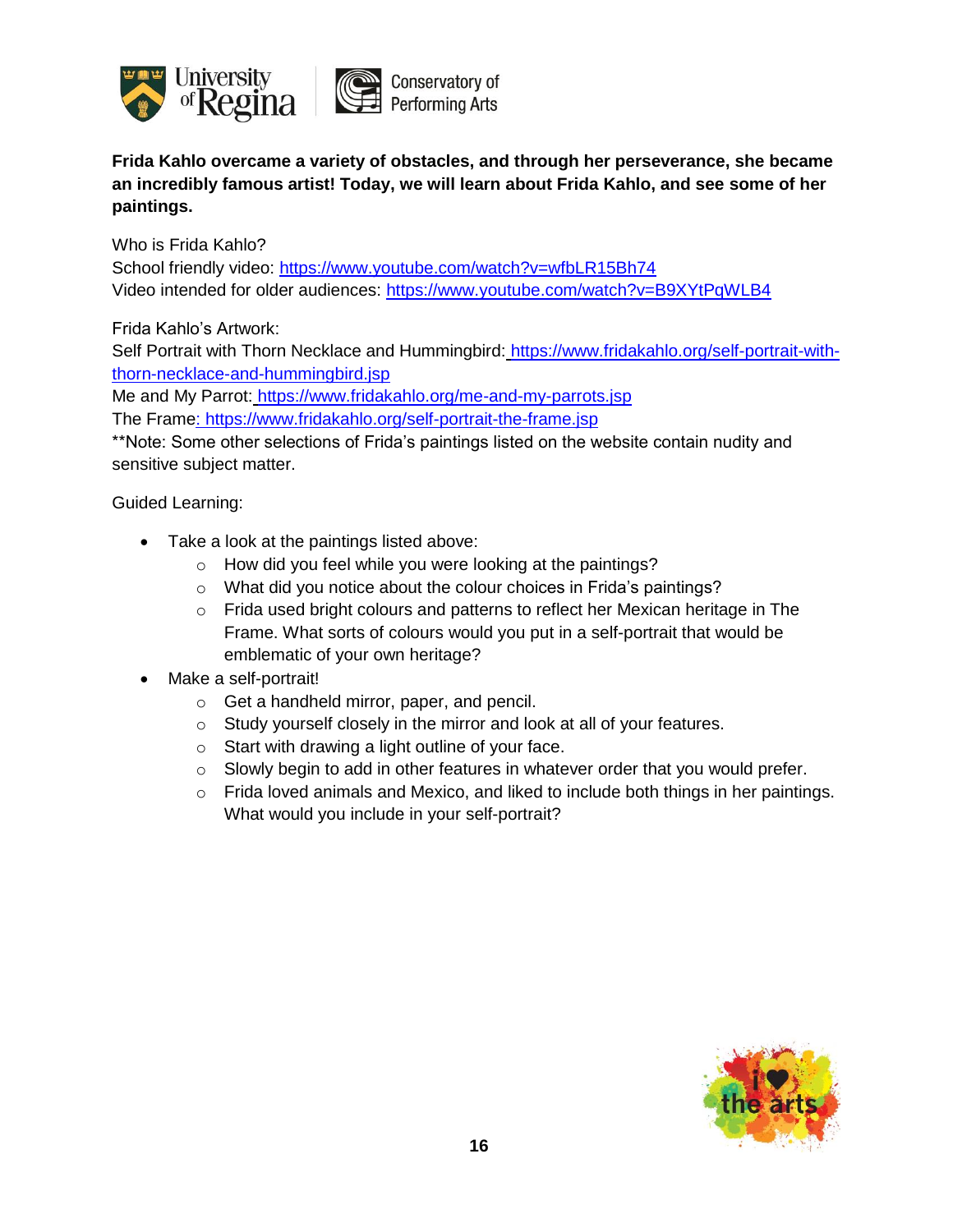**Frida Kahlo overcame a variety of obstacles, and through her perseverance, she became an incredibly famous artist! Today, we will learn about Frida Kahlo, and see some of her paintings.**

Who is Frida Kahlo?
School friendly video: https://www.youtube.com/watch?v=wfbLR15Bh74
Video intended for older audiences: https://www.youtube.com/watch?v=B9XYtPqWLB4

Frida Kahlo's Artwork:
Self Portrait with Thorn Necklace and Hummingbird: https://www.fridakahlo.org/self-portrait-with-thorn-necklace-and-hummingbird.jsp
Me and My Parrot: https://www.fridakahlo.org/me-and-my-parrots.jsp
The Frame: https://www.fridakahlo.org/self-portrait-the-frame.jsp
**Note: Some other selections of Frida's paintings listed on the website contain nudity and sensitive subject matter.

Guided Learning:

- Take a look at the paintings listed above:
  - How did you feel while you were looking at the paintings?
  - What did you notice about the colour choices in Frida's paintings?
  - Frida used bright colours and patterns to reflect her Mexican heritage in The Frame. What sorts of colours would you put in a self-portrait that would be emblematic of your own heritage?
- Make a self-portrait!
  - Get a handheld mirror, paper, and pencil.
  - Study yourself closely in the mirror and look at all of your features.
  - Start with drawing a light outline of your face.
  - Slowly begin to add in other features in whatever order that you would prefer.
  - Frida loved animals and Mexico, and liked to include both things in her paintings. What would you include in your self-portrait?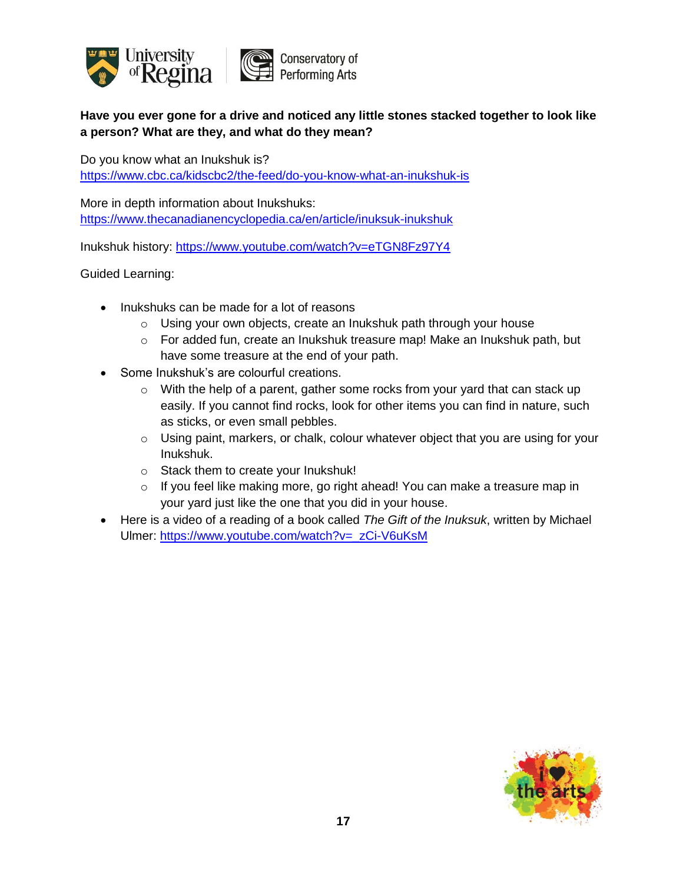**Have you ever gone for a drive and noticed any little stones stacked together to look like a person? What are they, and what do they mean?**

Do you know what an Inukshuk is?
https://www.cbc.ca/kidscbc2/the-feed/do-you-know-what-an-inukshuk-is

More in depth information about Inukshuks:
https://www.thecanadianencyclopedia.ca/en/article/inuksuk-inukshuk

Inukshuk history: https://www.youtube.com/watch?v=eTGN8Fz97Y4

Guided Learning:

- Inukshuks can be made for a lot of reasons
  - Using your own objects, create an Inukshuk path through your house
  - For added fun, create an Inukshuk treasure map! Make an Inukshuk path, but have some treasure at the end of your path.
- Some Inukshuk's are colourful creations.
  - With the help of a parent, gather some rocks from your yard that can stack up easily. If you cannot find rocks, look for other items you can find in nature, such as sticks, or even small pebbles.
  - Using paint, markers, or chalk, colour whatever object that you are using for your Inukshuk.
  - Stack them to create your Inukshuk!
  - If you feel like making more, go right ahead! You can make a treasure map in your yard just like the one that you did in your house.
- Here is a video of a reading of a book called *The Gift of the Inuksuk*, written by Michael Ulmer: https://www.youtube.com/watch?v=_zCi-V6uKsM